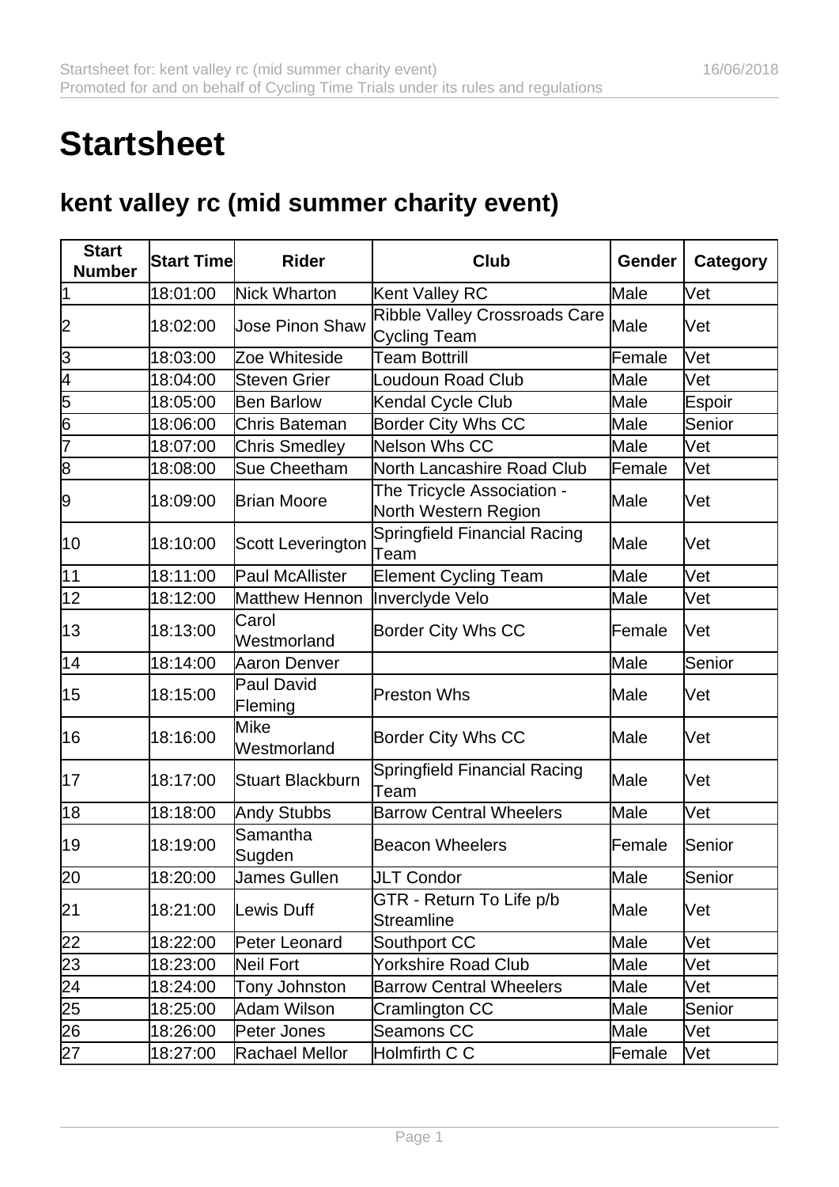# Startsheet

## kent valley rc (mid summer charity event)

| Start Number | Start Time | Rider | Club | Gender | Category |
|---|---|---|---|---|---|
| 1 | 18:01:00 | Nick Wharton | Kent Valley RC | Male | Vet |
| 2 | 18:02:00 | Jose Pinon Shaw | Ribble Valley Crossroads Care Cycling Team | Male | Vet |
| 3 | 18:03:00 | Zoe Whiteside | Team Bottrill | Female | Vet |
| 4 | 18:04:00 | Steven Grier | Loudoun Road Club | Male | Vet |
| 5 | 18:05:00 | Ben Barlow | Kendal Cycle Club | Male | Espoir |
| 6 | 18:06:00 | Chris Bateman | Border City Whs CC | Male | Senior |
| 7 | 18:07:00 | Chris Smedley | Nelson Whs CC | Male | Vet |
| 8 | 18:08:00 | Sue Cheetham | North Lancashire Road Club | Female | Vet |
| 9 | 18:09:00 | Brian Moore | The Tricycle Association - North Western Region | Male | Vet |
| 10 | 18:10:00 | Scott Leverington | Springfield Financial Racing Team | Male | Vet |
| 11 | 18:11:00 | Paul McAllister | Element Cycling Team | Male | Vet |
| 12 | 18:12:00 | Matthew Hennon | Inverclyde Velo | Male | Vet |
| 13 | 18:13:00 | Carol Westmorland | Border City Whs CC | Female | Vet |
| 14 | 18:14:00 | Aaron Denver | | Male | Senior |
| 15 | 18:15:00 | Paul David Fleming | Preston Whs | Male | Vet |
| 16 | 18:16:00 | Mike Westmorland | Border City Whs CC | Male | Vet |
| 17 | 18:17:00 | Stuart Blackburn | Springfield Financial Racing Team | Male | Vet |
| 18 | 18:18:00 | Andy Stubbs | Barrow Central Wheelers | Male | Vet |
| 19 | 18:19:00 | Samantha Sugden | Beacon Wheelers | Female | Senior |
| 20 | 18:20:00 | James Gullen | JLT Condor | Male | Senior |
| 21 | 18:21:00 | Lewis Duff | GTR - Return To Life p/b Streamline | Male | Vet |
| 22 | 18:22:00 | Peter Leonard | Southport CC | Male | Vet |
| 23 | 18:23:00 | Neil Fort | Yorkshire Road Club | Male | Vet |
| 24 | 18:24:00 | Tony Johnston | Barrow Central Wheelers | Male | Vet |
| 25 | 18:25:00 | Adam Wilson | Cramlington CC | Male | Senior |
| 26 | 18:26:00 | Peter Jones | Seamons CC | Male | Vet |
| 27 | 18:27:00 | Rachael Mellor | Holmfirth C C | Female | Vet |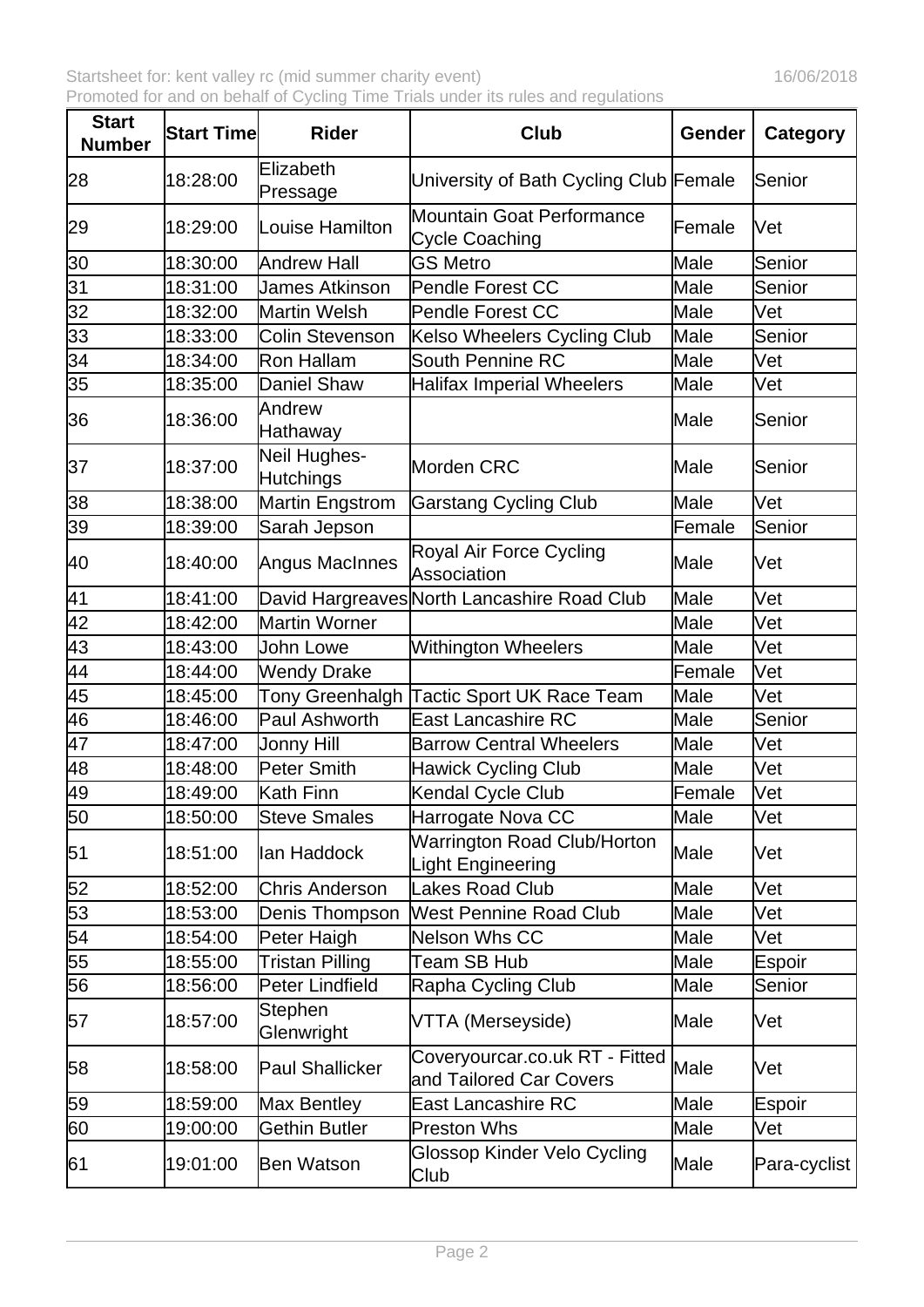| Start Number | Start Time | Rider | Club | Gender | Category |
|---|---|---|---|---|---|
| 28 | 18:28:00 | Elizabeth Pressage | University of Bath Cycling Club | Female | Senior |
| 29 | 18:29:00 | Louise Hamilton | Mountain Goat Performance Cycle Coaching | Female | Vet |
| 30 | 18:30:00 | Andrew Hall | GS Metro | Male | Senior |
| 31 | 18:31:00 | James Atkinson | Pendle Forest CC | Male | Senior |
| 32 | 18:32:00 | Martin Welsh | Pendle Forest CC | Male | Vet |
| 33 | 18:33:00 | Colin Stevenson | Kelso Wheelers Cycling Club | Male | Senior |
| 34 | 18:34:00 | Ron Hallam | South Pennine RC | Male | Vet |
| 35 | 18:35:00 | Daniel Shaw | Halifax Imperial Wheelers | Male | Vet |
| 36 | 18:36:00 | Andrew Hathaway | | Male | Senior |
| 37 | 18:37:00 | Neil Hughes-Hutchings | Morden CRC | Male | Senior |
| 38 | 18:38:00 | Martin Engstrom | Garstang Cycling Club | Male | Vet |
| 39 | 18:39:00 | Sarah Jepson | | Female | Senior |
| 40 | 18:40:00 | Angus MacInnes | Royal Air Force Cycling Association | Male | Vet |
| 41 | 18:41:00 | David Hargreaves | North Lancashire Road Club | Male | Vet |
| 42 | 18:42:00 | Martin Worner | | Male | Vet |
| 43 | 18:43:00 | John Lowe | Withington Wheelers | Male | Vet |
| 44 | 18:44:00 | Wendy Drake | | Female | Vet |
| 45 | 18:45:00 | Tony Greenhalgh | Tactic Sport UK Race Team | Male | Vet |
| 46 | 18:46:00 | Paul Ashworth | East Lancashire RC | Male | Senior |
| 47 | 18:47:00 | Jonny Hill | Barrow Central Wheelers | Male | Vet |
| 48 | 18:48:00 | Peter Smith | Hawick Cycling Club | Male | Vet |
| 49 | 18:49:00 | Kath Finn | Kendal Cycle Club | Female | Vet |
| 50 | 18:50:00 | Steve Smales | Harrogate Nova CC | Male | Vet |
| 51 | 18:51:00 | Ian Haddock | Warrington Road Club/Horton Light Engineering | Male | Vet |
| 52 | 18:52:00 | Chris Anderson | Lakes Road Club | Male | Vet |
| 53 | 18:53:00 | Denis Thompson | West Pennine Road Club | Male | Vet |
| 54 | 18:54:00 | Peter Haigh | Nelson Whs CC | Male | Vet |
| 55 | 18:55:00 | Tristan Pilling | Team SB Hub | Male | Espoir |
| 56 | 18:56:00 | Peter Lindfield | Rapha Cycling Club | Male | Senior |
| 57 | 18:57:00 | Stephen Glenwright | VTTA (Merseyside) | Male | Vet |
| 58 | 18:58:00 | Paul Shallicker | Coveryourcar.co.uk RT - Fitted and Tailored Car Covers | Male | Vet |
| 59 | 18:59:00 | Max Bentley | East Lancashire RC | Male | Espoir |
| 60 | 19:00:00 | Gethin Butler | Preston Whs | Male | Vet |
| 61 | 19:01:00 | Ben Watson | Glossop Kinder Velo Cycling Club | Male | Para-cyclist |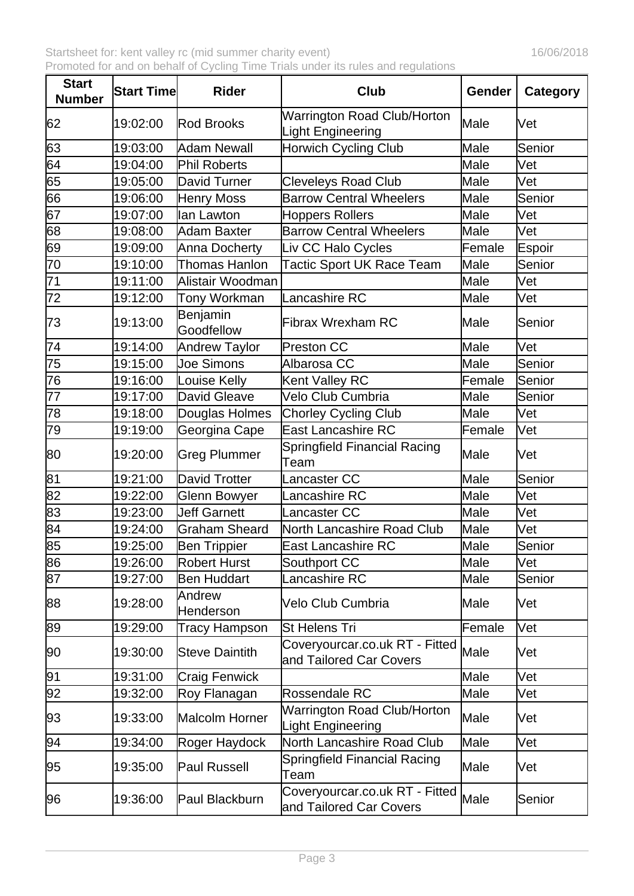Startsheet for: kent valley rc (mid summer charity event) 16/06/2018
Promoted for and on behalf of Cycling Time Trials under its rules and regulations

| Start Number | Start Time | Rider | Club | Gender | Category |
|---|---|---|---|---|---|
| 62 | 19:02:00 | Rod Brooks | Warrington Road Club/Horton Light Engineering | Male | Vet |
| 63 | 19:03:00 | Adam Newall | Horwich Cycling Club | Male | Senior |
| 64 | 19:04:00 | Phil Roberts | | Male | Vet |
| 65 | 19:05:00 | David Turner | Cleveleys Road Club | Male | Vet |
| 66 | 19:06:00 | Henry Moss | Barrow Central Wheelers | Male | Senior |
| 67 | 19:07:00 | Ian Lawton | Hoppers Rollers | Male | Vet |
| 68 | 19:08:00 | Adam Baxter | Barrow Central Wheelers | Male | Vet |
| 69 | 19:09:00 | Anna Docherty | Liv CC Halo Cycles | Female | Espoir |
| 70 | 19:10:00 | Thomas Hanlon | Tactic Sport UK Race Team | Male | Senior |
| 71 | 19:11:00 | Alistair Woodman | | Male | Vet |
| 72 | 19:12:00 | Tony Workman | Lancashire RC | Male | Vet |
| 73 | 19:13:00 | Benjamin Goodfellow | Fibrax Wrexham RC | Male | Senior |
| 74 | 19:14:00 | Andrew Taylor | Preston CC | Male | Vet |
| 75 | 19:15:00 | Joe Simons | Albarosa CC | Male | Senior |
| 76 | 19:16:00 | Louise Kelly | Kent Valley RC | Female | Senior |
| 77 | 19:17:00 | David Gleave | Velo Club Cumbria | Male | Senior |
| 78 | 19:18:00 | Douglas Holmes | Chorley Cycling Club | Male | Vet |
| 79 | 19:19:00 | Georgina Cape | East Lancashire RC | Female | Vet |
| 80 | 19:20:00 | Greg Plummer | Springfield Financial Racing Team | Male | Vet |
| 81 | 19:21:00 | David Trotter | Lancaster CC | Male | Senior |
| 82 | 19:22:00 | Glenn Bowyer | Lancashire RC | Male | Vet |
| 83 | 19:23:00 | Jeff Garnett | Lancaster CC | Male | Vet |
| 84 | 19:24:00 | Graham Sheard | North Lancashire Road Club | Male | Vet |
| 85 | 19:25:00 | Ben Trippier | East Lancashire RC | Male | Senior |
| 86 | 19:26:00 | Robert Hurst | Southport CC | Male | Vet |
| 87 | 19:27:00 | Ben Huddart | Lancashire RC | Male | Senior |
| 88 | 19:28:00 | Andrew Henderson | Velo Club Cumbria | Male | Vet |
| 89 | 19:29:00 | Tracy Hampson | St Helens Tri | Female | Vet |
| 90 | 19:30:00 | Steve Daintith | Coveryourcar.co.uk RT - Fitted and Tailored Car Covers | Male | Vet |
| 91 | 19:31:00 | Craig Fenwick | | Male | Vet |
| 92 | 19:32:00 | Roy Flanagan | Rossendale RC | Male | Vet |
| 93 | 19:33:00 | Malcolm Horner | Warrington Road Club/Horton Light Engineering | Male | Vet |
| 94 | 19:34:00 | Roger Haydock | North Lancashire Road Club | Male | Vet |
| 95 | 19:35:00 | Paul Russell | Springfield Financial Racing Team | Male | Vet |
| 96 | 19:36:00 | Paul Blackburn | Coveryourcar.co.uk RT - Fitted and Tailored Car Covers | Male | Senior |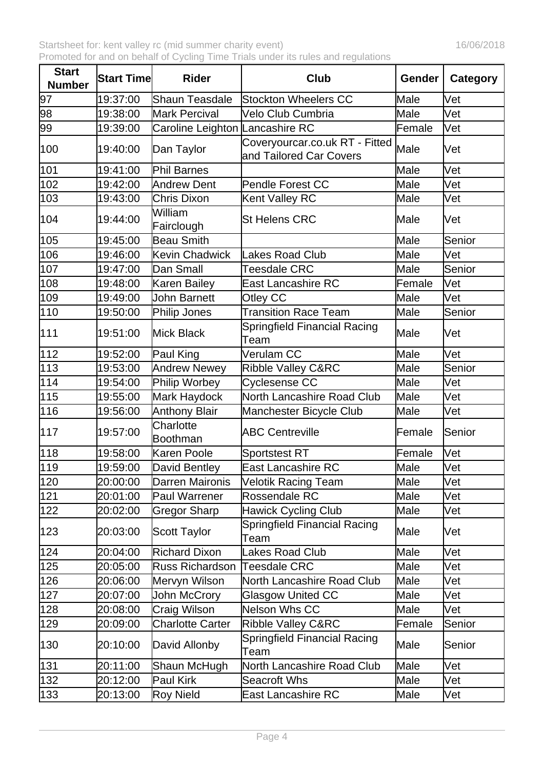| Start Number | Start Time | Rider | Club | Gender | Category |
|---|---|---|---|---|---|
| 97 | 19:37:00 | Shaun Teasdale | Stockton Wheelers CC | Male | Vet |
| 98 | 19:38:00 | Mark Percival | Velo Club Cumbria | Male | Vet |
| 99 | 19:39:00 | Caroline Leighton | Lancashire RC | Female | Vet |
| 100 | 19:40:00 | Dan Taylor | Coveryourcar.co.uk RT - Fitted and Tailored Car Covers | Male | Vet |
| 101 | 19:41:00 | Phil Barnes | | Male | Vet |
| 102 | 19:42:00 | Andrew Dent | Pendle Forest CC | Male | Vet |
| 103 | 19:43:00 | Chris Dixon | Kent Valley RC | Male | Vet |
| 104 | 19:44:00 | William Fairclough | St Helens CRC | Male | Vet |
| 105 | 19:45:00 | Beau Smith | | Male | Senior |
| 106 | 19:46:00 | Kevin Chadwick | Lakes Road Club | Male | Vet |
| 107 | 19:47:00 | Dan Small | Teesdale CRC | Male | Senior |
| 108 | 19:48:00 | Karen Bailey | East Lancashire RC | Female | Vet |
| 109 | 19:49:00 | John Barnett | Otley CC | Male | Vet |
| 110 | 19:50:00 | Philip Jones | Transition Race Team | Male | Senior |
| 111 | 19:51:00 | Mick Black | Springfield Financial Racing Team | Male | Vet |
| 112 | 19:52:00 | Paul King | Verulam CC | Male | Vet |
| 113 | 19:53:00 | Andrew Newey | Ribble Valley C&RC | Male | Senior |
| 114 | 19:54:00 | Philip Worbey | Cyclesense CC | Male | Vet |
| 115 | 19:55:00 | Mark Haydock | North Lancashire Road Club | Male | Vet |
| 116 | 19:56:00 | Anthony Blair | Manchester Bicycle Club | Male | Vet |
| 117 | 19:57:00 | Charlotte Boothman | ABC Centreville | Female | Senior |
| 118 | 19:58:00 | Karen Poole | Sportstest RT | Female | Vet |
| 119 | 19:59:00 | David Bentley | East Lancashire RC | Male | Vet |
| 120 | 20:00:00 | Darren Maironis | Velotik Racing Team | Male | Vet |
| 121 | 20:01:00 | Paul Warrener | Rossendale RC | Male | Vet |
| 122 | 20:02:00 | Gregor Sharp | Hawick Cycling Club | Male | Vet |
| 123 | 20:03:00 | Scott Taylor | Springfield Financial Racing Team | Male | Vet |
| 124 | 20:04:00 | Richard Dixon | Lakes Road Club | Male | Vet |
| 125 | 20:05:00 | Russ Richardson | Teesdale CRC | Male | Vet |
| 126 | 20:06:00 | Mervyn Wilson | North Lancashire Road Club | Male | Vet |
| 127 | 20:07:00 | John McCrory | Glasgow United CC | Male | Vet |
| 128 | 20:08:00 | Craig Wilson | Nelson Whs CC | Male | Vet |
| 129 | 20:09:00 | Charlotte Carter | Ribble Valley C&RC | Female | Senior |
| 130 | 20:10:00 | David Allonby | Springfield Financial Racing Team | Male | Senior |
| 131 | 20:11:00 | Shaun McHugh | North Lancashire Road Club | Male | Vet |
| 132 | 20:12:00 | Paul Kirk | Seacroft Whs | Male | Vet |
| 133 | 20:13:00 | Roy Nield | East Lancashire RC | Male | Vet |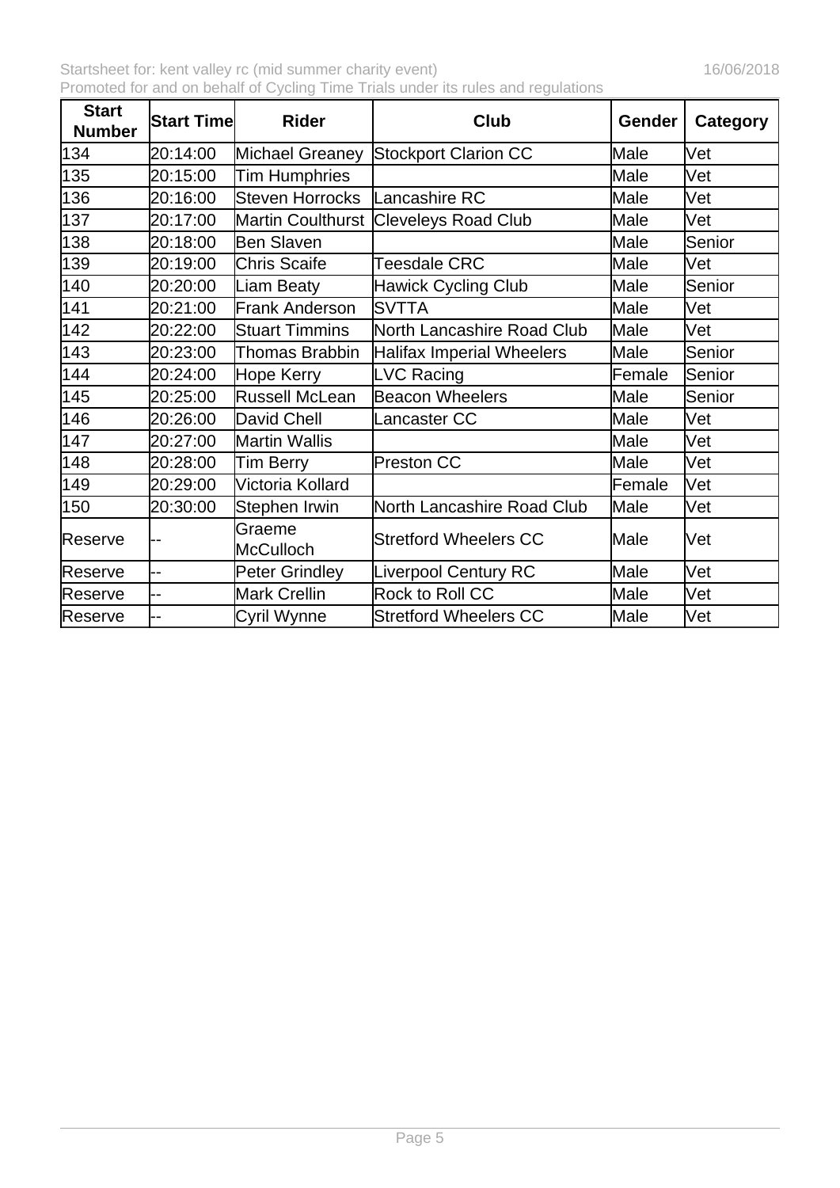| Start Number | Start Time | Rider | Club | Gender | Category |
|---|---|---|---|---|---|
| 134 | 20:14:00 | Michael Greaney | Stockport Clarion CC | Male | Vet |
| 135 | 20:15:00 | Tim Humphries | | Male | Vet |
| 136 | 20:16:00 | Steven Horrocks | Lancashire RC | Male | Vet |
| 137 | 20:17:00 | Martin Coulthurst | Cleveleys Road Club | Male | Vet |
| 138 | 20:18:00 | Ben Slaven | | Male | Senior |
| 139 | 20:19:00 | Chris Scaife | Teesdale CRC | Male | Vet |
| 140 | 20:20:00 | Liam Beaty | Hawick Cycling Club | Male | Senior |
| 141 | 20:21:00 | Frank Anderson | SVTTA | Male | Vet |
| 142 | 20:22:00 | Stuart Timmins | North Lancashire Road Club | Male | Vet |
| 143 | 20:23:00 | Thomas Brabbin | Halifax Imperial Wheelers | Male | Senior |
| 144 | 20:24:00 | Hope Kerry | LVC Racing | Female | Senior |
| 145 | 20:25:00 | Russell McLean | Beacon Wheelers | Male | Senior |
| 146 | 20:26:00 | David Chell | Lancaster CC | Male | Vet |
| 147 | 20:27:00 | Martin Wallis | | Male | Vet |
| 148 | 20:28:00 | Tim Berry | Preston CC | Male | Vet |
| 149 | 20:29:00 | Victoria Kollard | | Female | Vet |
| 150 | 20:30:00 | Stephen Irwin | North Lancashire Road Club | Male | Vet |
| Reserve | -- | Graeme McCulloch | Stretford Wheelers CC | Male | Vet |
| Reserve | -- | Peter Grindley | Liverpool Century RC | Male | Vet |
| Reserve | -- | Mark Crellin | Rock to Roll CC | Male | Vet |
| Reserve | -- | Cyril Wynne | Stretford Wheelers CC | Male | Vet |